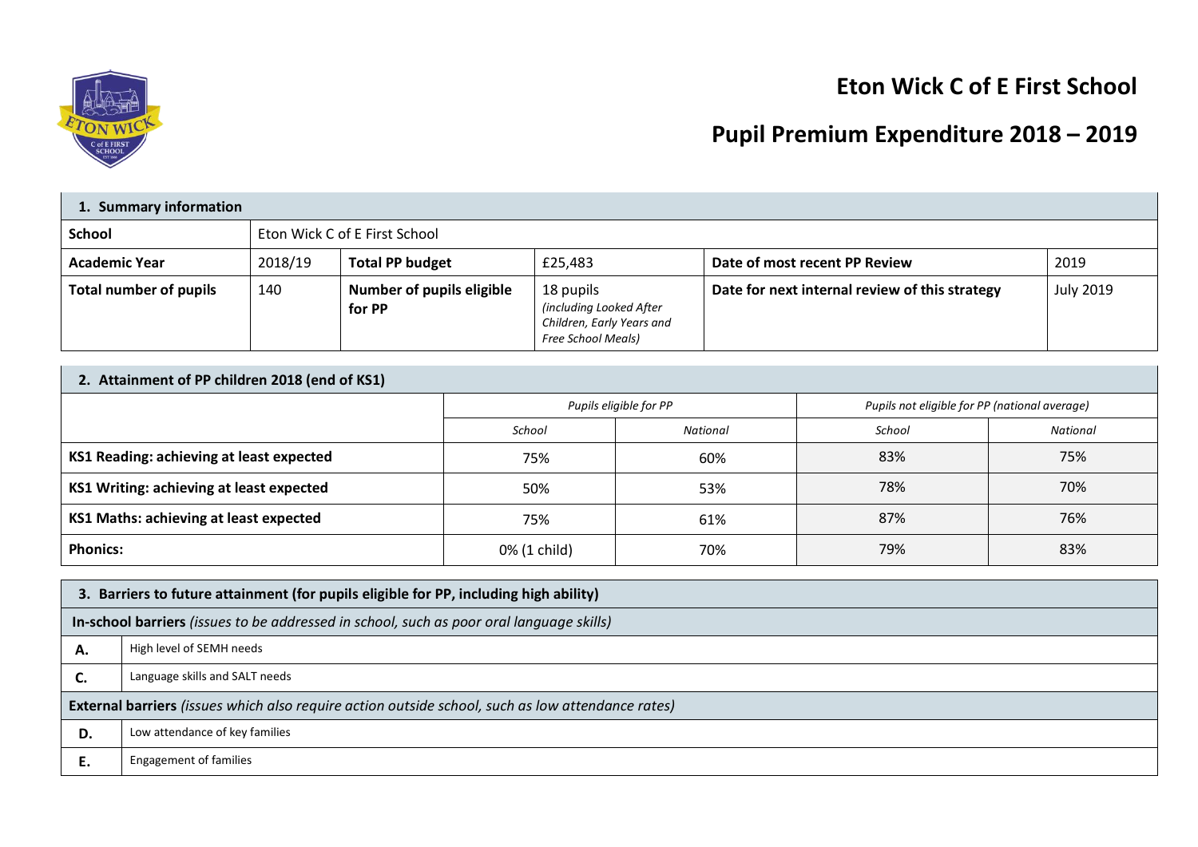# Eton Wick C of E First School

# Pupil Premium Expenditure 2018 – 2019

| **1. Summary information** | | | | | |
|---|---|---|---|---|---|
| **School** | Eton Wick C of E First School | | | | |
| **Academic Year** | 2018/19 | **Total PP budget** | £25,483 | **Date of most recent PP Review** | 2019 |
| **Total number of pupils** | 140 | **Number of pupils eligible for PP** | 18 pupils *(including Looked After Children, Early Years and Free School Meals)* | **Date for next internal review of this strategy** | July 2019 |

| **2. Attainment of PP children 2018 (end of KS1)** | | | | |
|---|---|---|---|---|
| | *Pupils eligible for PP* | | *Pupils not eligible for PP (national average)* | |
| | *School* | *National* | *School* | *National* |
| **KS1 Reading: achieving at least expected** | 75% | 60% | 83% | 75% |
| **KS1 Writing: achieving at least expected** | 50% | 53% | 78% | 70% |
| **KS1 Maths: achieving at least expected** | 75% | 61% | 87% | 76% |
| **Phonics:** | 0% (1 child) | 70% | 79% | 83% |

| **3. Barriers to future attainment (for pupils eligible for PP, including high ability)** | |
|---|---|
| **In-school barriers** *(issues to be addressed in school, such as poor oral language skills)* | |
| **A.** | High level of SEMH needs |
| **C.** | Language skills and SALT needs |
| **External barriers** *(issues which also require action outside school, such as low attendance rates)* | |
| **D.** | Low attendance of key families |
| **E.** | Engagement of families |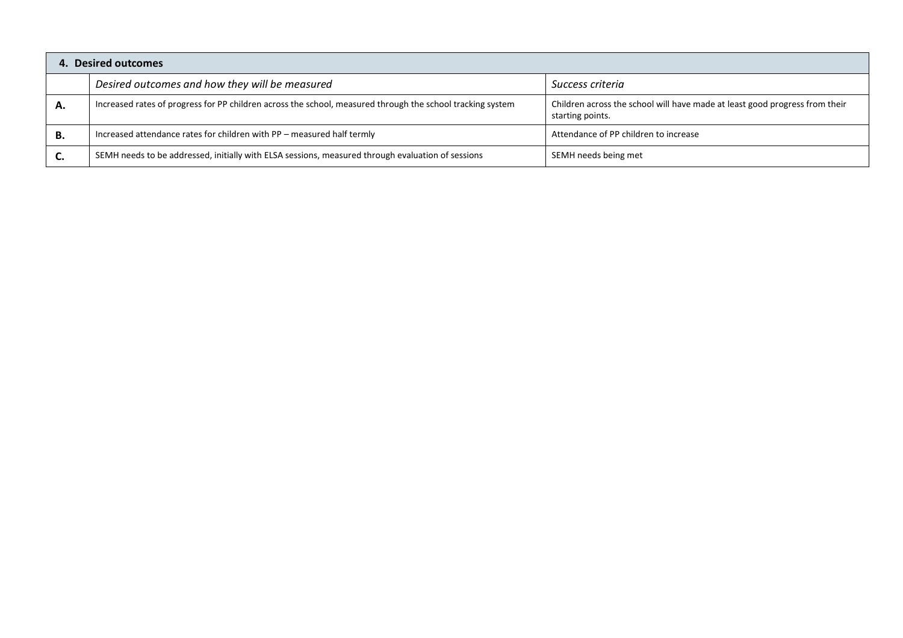| 4. Desired outcomes | | |
|---|---|---|
| | *Desired outcomes and how they will be measured* | *Success criteria* |
| **A.** | Increased rates of progress for PP children across the school, measured through the school tracking system | Children across the school will have made at least good progress from their starting points. |
| **B.** | Increased attendance rates for children with PP – measured half termly | Attendance of PP children to increase |
| **C.** | SEMH needs to be addressed, initially with ELSA sessions, measured through evaluation of sessions | SEMH needs being met |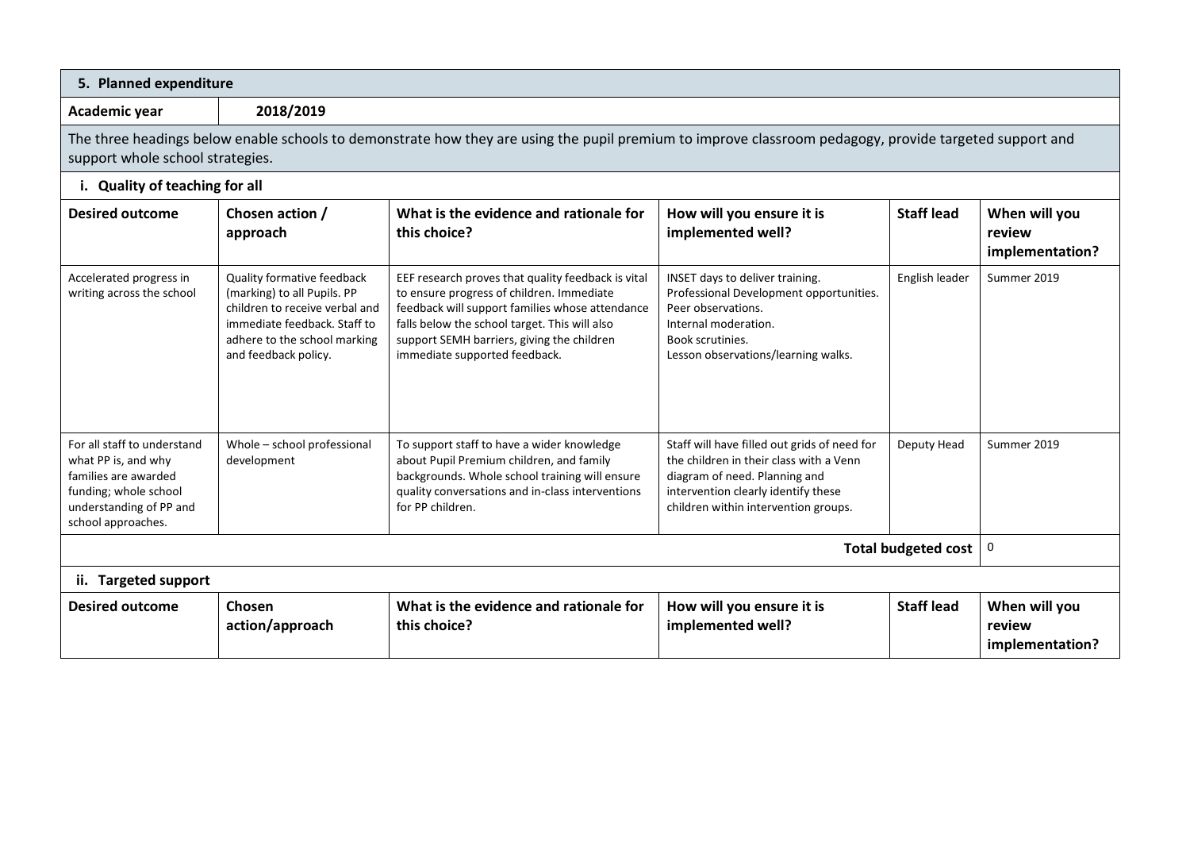## 5. Planned expenditure

| Academic year | 2018/2019 |
|---|---|

The three headings below enable schools to demonstrate how they are using the pupil premium to improve classroom pedagogy, provide targeted support and support whole school strategies.

### i. Quality of teaching for all

| Desired outcome | Chosen action / approach | What is the evidence and rationale for this choice? | How will you ensure it is implemented well? | Staff lead | When will you review implementation? |
|---|---|---|---|---|---|
| Accelerated progress in writing across the school | Quality formative feedback (marking) to all Pupils. PP children to receive verbal and immediate feedback. Staff to adhere to the school marking and feedback policy. | EEF research proves that quality feedback is vital to ensure progress of children. Immediate feedback will support families whose attendance falls below the school target. This will also support SEMH barriers, giving the children immediate supported feedback. | INSET days to deliver training.<br>Professional Development opportunities.<br>Peer observations.<br>Internal moderation.<br>Book scrutinies.<br>Lesson observations/learning walks. | English leader | Summer 2019 |
| For all staff to understand what PP is, and why families are awarded funding; whole school understanding of PP and school approaches. | Whole – school professional development | To support staff to have a wider knowledge about Pupil Premium children, and family backgrounds. Whole school training will ensure quality conversations and in-class interventions for PP children. | Staff will have filled out grids of need for the children in their class with a Venn diagram of need. Planning and intervention clearly identify these children within intervention groups. | Deputy Head | Summer 2019 |
| | | | | **Total budgeted cost** | 0 |

### ii. Targeted support

| Desired outcome | Chosen action/approach | What is the evidence and rationale for this choice? | How will you ensure it is implemented well? | Staff lead | When will you review implementation? |
|---|---|---|---|---|---|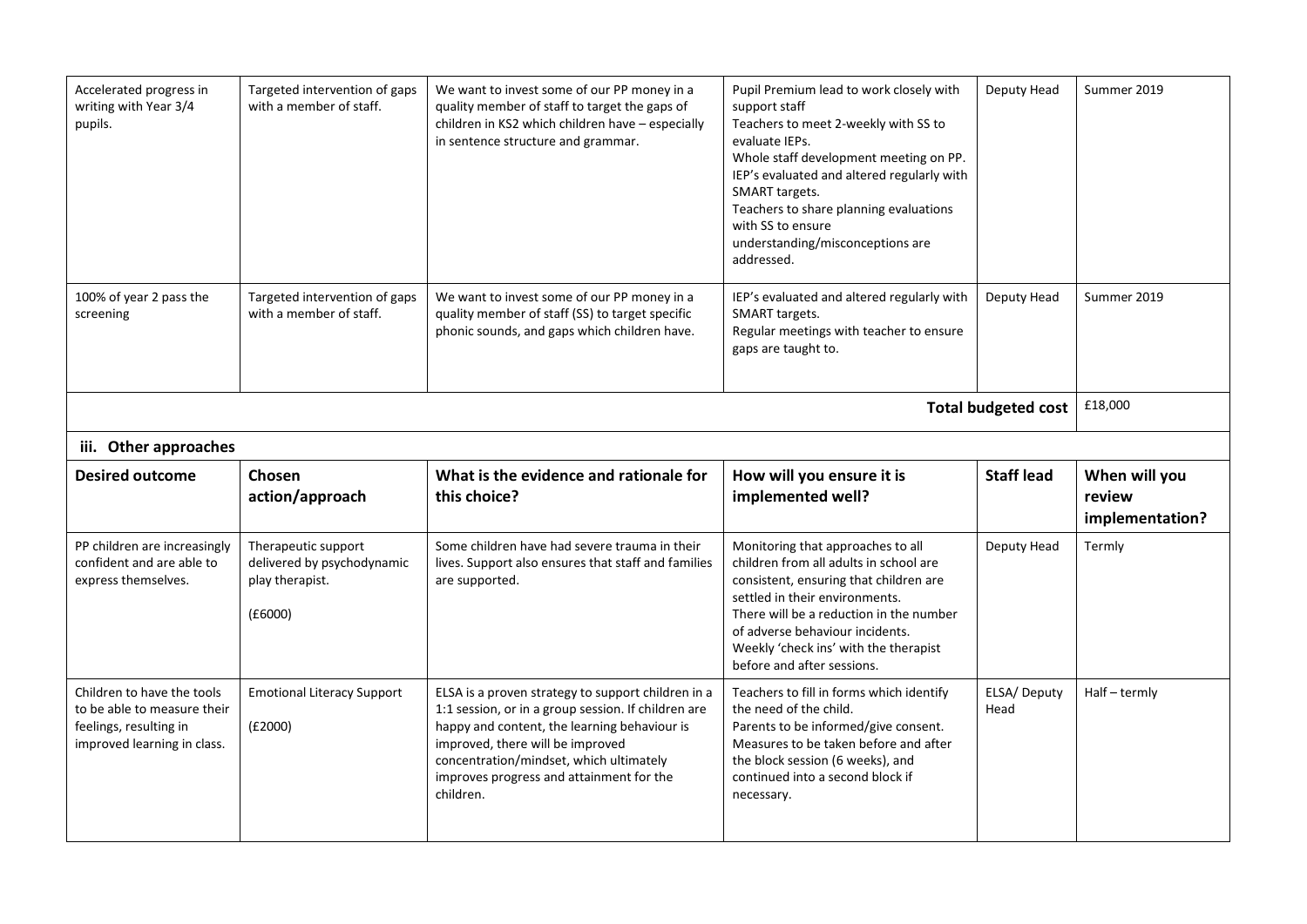| Accelerated progress in writing with Year 3/4 pupils. | Targeted intervention of gaps with a member of staff. | We want to invest some of our PP money in a quality member of staff to target the gaps of children in KS2 which children have – especially in sentence structure and grammar. | Pupil Premium lead to work closely with support staff<br>Teachers to meet 2-weekly with SS to evaluate IEPs.<br>Whole staff development meeting on PP.<br>IEP's evaluated and altered regularly with SMART targets.<br>Teachers to share planning evaluations with SS to ensure understanding/misconceptions are addressed. | Deputy Head | Summer 2019 |
|---|---|---|---|---|---|
| 100% of year 2 pass the screening | Targeted intervention of gaps with a member of staff. | We want to invest some of our PP money in a quality member of staff (SS) to target specific phonic sounds, and gaps which children have. | IEP's evaluated and altered regularly with SMART targets.<br>Regular meetings with teacher to ensure gaps are taught to. | Deputy Head | Summer 2019 |
| | | | | **Total budgeted cost** | £18,000 |

**iii. Other approaches**

| Desired outcome | Chosen action/approach | What is the evidence and rationale for this choice? | How will you ensure it is implemented well? | Staff lead | When will you review implementation? |
|---|---|---|---|---|---|
| PP children are increasingly confident and are able to express themselves. | Therapeutic support delivered by psychodynamic play therapist.<br><br>(£6000) | Some children have had severe trauma in their lives. Support also ensures that staff and families are supported. | Monitoring that approaches to all children from all adults in school are consistent, ensuring that children are settled in their environments.<br>There will be a reduction in the number of adverse behaviour incidents.<br>Weekly 'check ins' with the therapist before and after sessions. | Deputy Head | Termly |
| Children to have the tools to be able to measure their feelings, resulting in improved learning in class. | Emotional Literacy Support<br><br>(£2000) | ELSA is a proven strategy to support children in a 1:1 session, or in a group session. If children are happy and content, the learning behaviour is improved, there will be improved concentration/mindset, which ultimately improves progress and attainment for the children. | Teachers to fill in forms which identify the need of the child.<br>Parents to be informed/give consent.<br>Measures to be taken before and after the block session (6 weeks), and continued into a second block if necessary. | ELSA/ Deputy Head | Half – termly |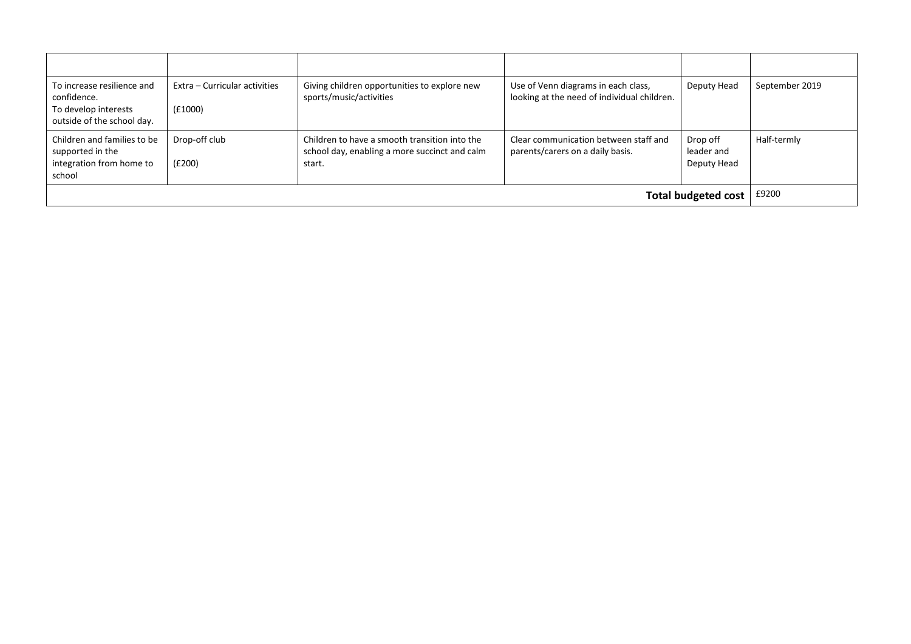| | | | | | |
|---|---|---|---|---|---|
| To increase resilience and confidence.<br>To develop interests outside of the school day. | Extra – Curricular activities<br>(£1000) | Giving children opportunities to explore new sports/music/activities | Use of Venn diagrams in each class, looking at the need of individual children. | Deputy Head | September 2019 |
| Children and families to be supported in the integration from home to school | Drop-off club<br>(£200) | Children to have a smooth transition into the school day, enabling a more succinct and calm start. | Clear communication between staff and parents/carers on a daily basis. | Drop off leader and Deputy Head | Half-termly |
| | | | | **Total budgeted cost** | £9200 |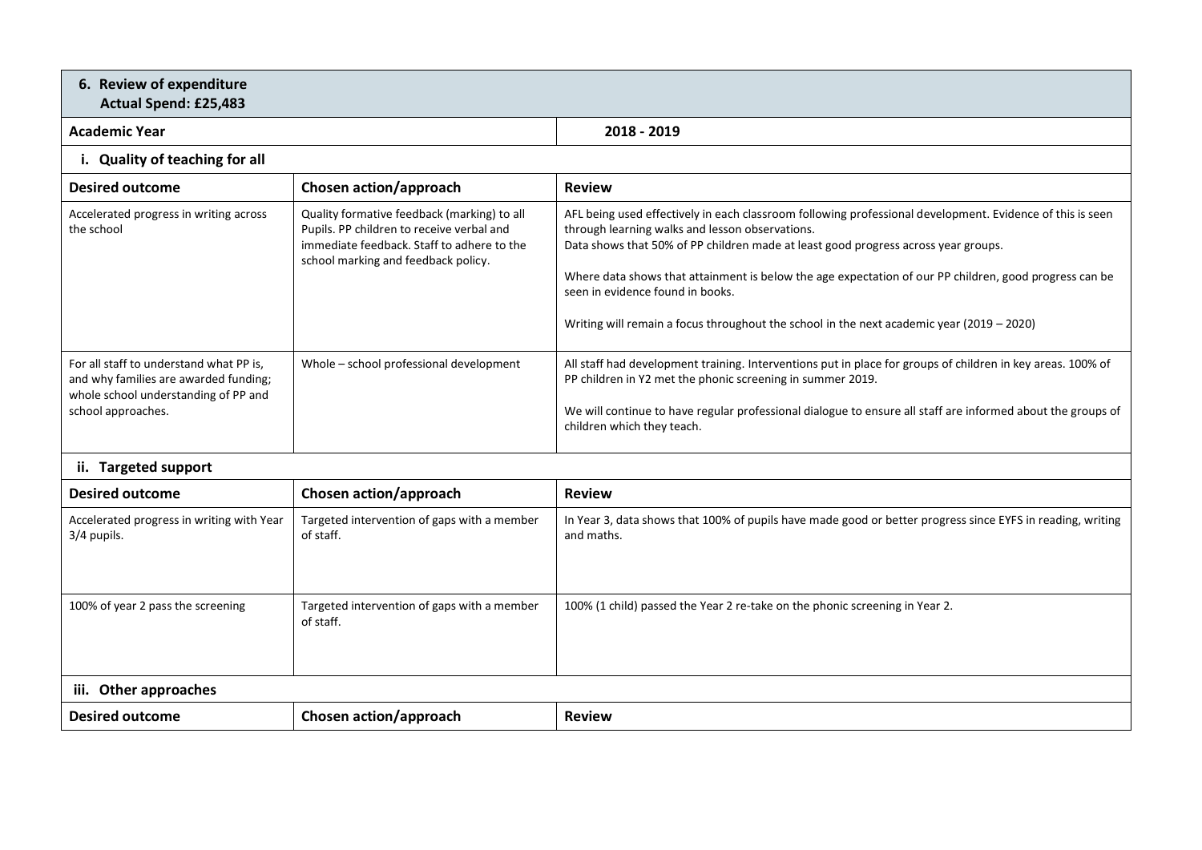## 6. Review of expenditure

**Actual Spend: £25,483**

| Academic Year | | 2018 - 2019 |
|---|---|---|
| **i. Quality of teaching for all** | | |
| **Desired outcome** | **Chosen action/approach** | **Review** |
| Accelerated progress in writing across the school | Quality formative feedback (marking) to all Pupils. PP children to receive verbal and immediate feedback. Staff to adhere to the school marking and feedback policy. | AFL being used effectively in each classroom following professional development. Evidence of this is seen through learning walks and lesson observations.<br>Data shows that 50% of PP children made at least good progress across year groups.<br><br>Where data shows that attainment is below the age expectation of our PP children, good progress can be seen in evidence found in books.<br><br>Writing will remain a focus throughout the school in the next academic year (2019 – 2020) |
| For all staff to understand what PP is, and why families are awarded funding; whole school understanding of PP and school approaches. | Whole – school professional development | All staff had development training. Interventions put in place for groups of children in key areas. 100% of PP children in Y2 met the phonic screening in summer 2019.<br><br>We will continue to have regular professional dialogue to ensure all staff are informed about the groups of children which they teach. |
| **ii. Targeted support** | | |
| **Desired outcome** | **Chosen action/approach** | **Review** |
| Accelerated progress in writing with Year 3/4 pupils. | Targeted intervention of gaps with a member of staff. | In Year 3, data shows that 100% of pupils have made good or better progress since EYFS in reading, writing and maths. |
| 100% of year 2 pass the screening | Targeted intervention of gaps with a member of staff. | 100% (1 child) passed the Year 2 re-take on the phonic screening in Year 2. |
| **iii. Other approaches** | | |
| **Desired outcome** | **Chosen action/approach** | **Review** |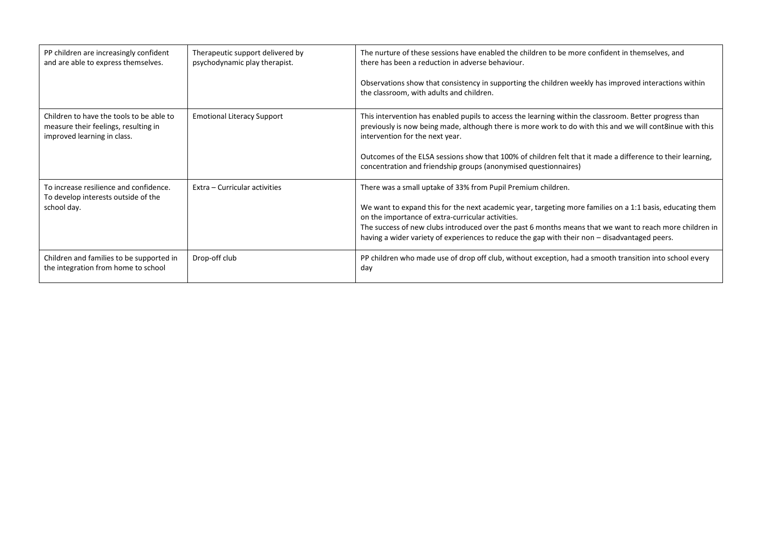| | | |
|---|---|---|
| PP children are increasingly confident and are able to express themselves. | Therapeutic support delivered by psychodynamic play therapist. | The nurture of these sessions have enabled the children to be more confident in themselves, and there has been a reduction in adverse behaviour.<br><br>Observations show that consistency in supporting the children weekly has improved interactions within the classroom, with adults and children. |
| Children to have the tools to be able to measure their feelings, resulting in improved learning in class. | Emotional Literacy Support | This intervention has enabled pupils to access the learning within the classroom. Better progress than previously is now being made, although there is more work to do with this and we will cont8inue with this intervention for the next year.<br><br>Outcomes of the ELSA sessions show that 100% of children felt that it made a difference to their learning, concentration and friendship groups (anonymised questionnaires) |
| To increase resilience and confidence. To develop interests outside of the school day. | Extra – Curricular activities | There was a small uptake of 33% from Pupil Premium children.<br><br>We want to expand this for the next academic year, targeting more families on a 1:1 basis, educating them on the importance of extra-curricular activities.<br>The success of new clubs introduced over the past 6 months means that we want to reach more children in having a wider variety of experiences to reduce the gap with their non – disadvantaged peers. |
| Children and families to be supported in the integration from home to school | Drop-off club | PP children who made use of drop off club, without exception, had a smooth transition into school every day |